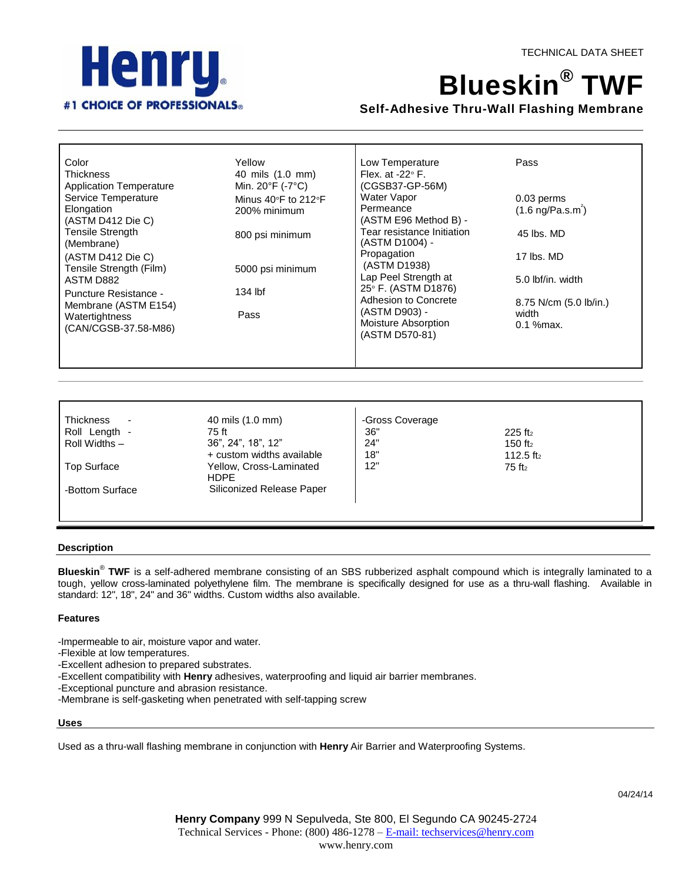TECHNICAL DATA SHEET

# Blueskin® TWF

**Self-Adhesive Thru-Wall Flashing Membrane**

| Property | Value | Property | Value |
|---|---|---|---|
| Color | Yellow | Low Temperature Flex. at -22° F. (CGSB37-GP-56M) | Pass |
| Thickness | 40 mils (1.0 mm) | Water Vapor Permeance (ASTM E96 Method B) - | 0.03 perms (1.6 ng/Pa.s.m²) |
| Application Temperature | Min. 20°F (-7°C) | Tear resistance Initiation (ASTM D1004) - | 45 lbs. MD |
| Service Temperature | Minus 40°F to 212°F | Propagation (ASTM D1938) | 17 lbs. MD |
| Elongation (ASTM D412 Die C) | 200% minimum | Lap Peel Strength at 25° F. (ASTM D1876) | 5.0 lbf/in. width |
| Tensile Strength (Membrane) (ASTM D412 Die C) | 800 psi minimum | Adhesion to Concrete (ASTM D903) - | 8.75 N/cm (5.0 lb/in.) width |
| Tensile Strength (Film) ASTM D882 | 5000 psi minimum | Moisture Absorption (ASTM D570-81) | 0.1 %max. |
| Puncture Resistance - Membrane (ASTM E154) | 134 lbf | | |
| Watertightness (CAN/CGSB-37.58-M86) | Pass | | |

| Property | Value | -Gross Coverage | |
|---|---|---|---|
| Thickness - | 40 mils (1.0 mm) | 36" | 225 ft² |
| Roll Length - | 75 ft | 24" | 150 ft² |
| Roll Widths – | 36", 24", 18", 12" + custom widths available | 18" | 112.5 ft² |
| Top Surface | Yellow, Cross-Laminated HDPE | 12" | 75 ft² |
| -Bottom Surface | Siliconized Release Paper | | |

## Description

**Blueskin® TWF** is a self-adhered membrane consisting of an SBS rubberized asphalt compound which is integrally laminated to a tough, yellow cross-laminated polyethylene film. The membrane is specifically designed for use as a thru-wall flashing. Available in standard: 12", 18", 24" and 36" widths. Custom widths also available.

## Features

- -Impermeable to air, moisture vapor and water.
- -Flexible at low temperatures.
- -Excellent adhesion to prepared substrates.
- -Excellent compatibility with **Henry** adhesives, waterproofing and liquid air barrier membranes.
- -Exceptional puncture and abrasion resistance.
- -Membrane is self-gasketing when penetrated with self-tapping screw

## Uses

Used as a thru-wall flashing membrane in conjunction with **Henry** Air Barrier and Waterproofing Systems.

04/24/14

**Henry Company** 999 N Sepulveda, Ste 800, El Segundo CA 90245-2724
Technical Services - Phone: (800) 486-1278 – E-mail: techservices@henry.com
www.henry.com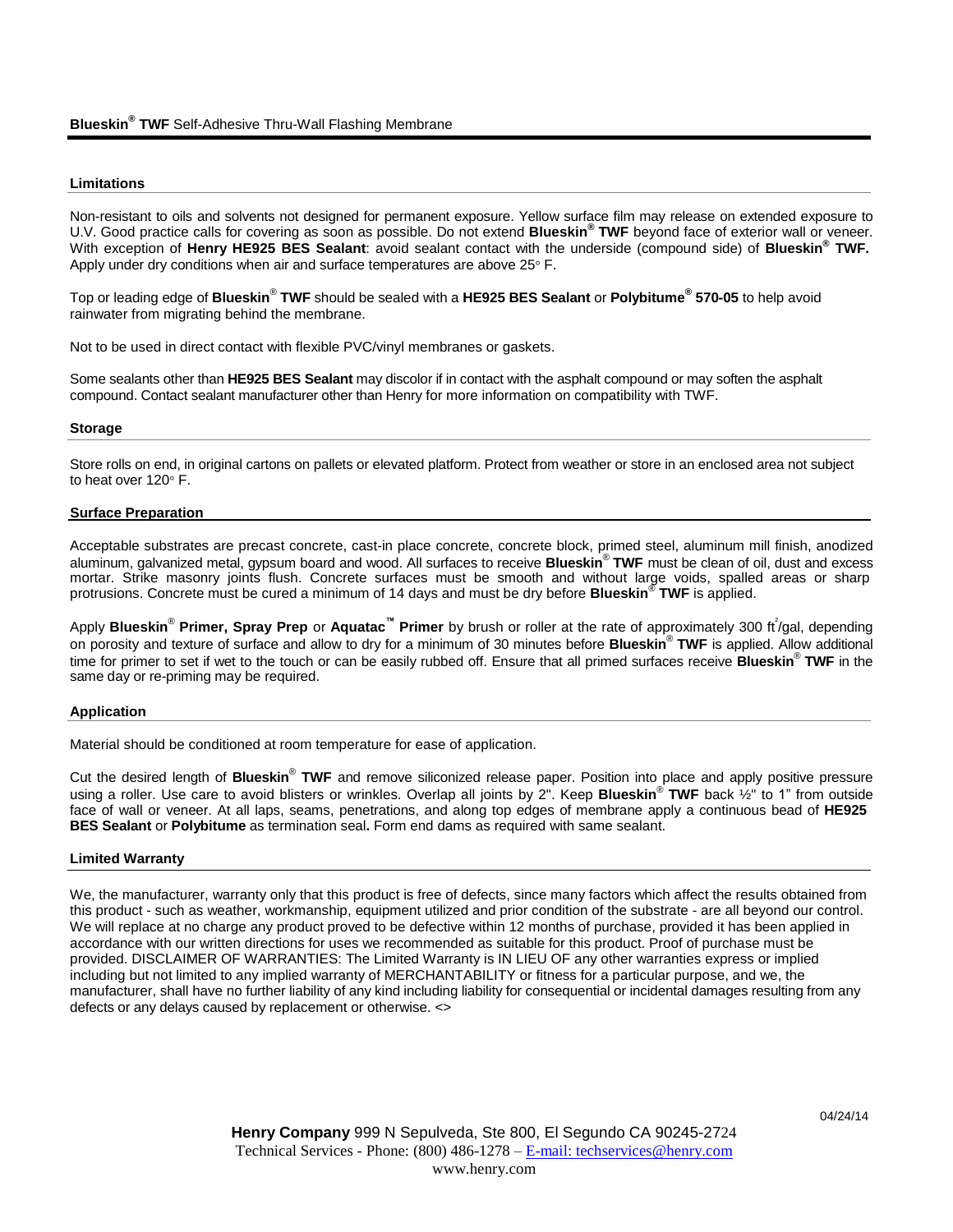## Limitations

Non-resistant to oils and solvents not designed for permanent exposure. Yellow surface film may release on extended exposure to U.V. Good practice calls for covering as soon as possible. Do not extend **Blueskin® TWF** beyond face of exterior wall or veneer. With exception of **Henry HE925 BES Sealant**: avoid sealant contact with the underside (compound side) of **Blueskin® TWF.** Apply under dry conditions when air and surface temperatures are above 25◦ F.

Top or leading edge of **Blueskin® TWF** should be sealed with a **HE925 BES Sealant** or **Polybitume® 570-05** to help avoid rainwater from migrating behind the membrane.

Not to be used in direct contact with flexible PVC/vinyl membranes or gaskets.

Some sealants other than **HE925 BES Sealant** may discolor if in contact with the asphalt compound or may soften the asphalt compound. Contact sealant manufacturer other than Henry for more information on compatibility with TWF.

## Storage

Store rolls on end, in original cartons on pallets or elevated platform. Protect from weather or store in an enclosed area not subject to heat over 120◦ F.

## Surface Preparation

Acceptable substrates are precast concrete, cast-in place concrete, concrete block, primed steel, aluminum mill finish, anodized aluminum, galvanized metal, gypsum board and wood. All surfaces to receive **Blueskin® TWF** must be clean of oil, dust and excess mortar. Strike masonry joints flush. Concrete surfaces must be smooth and without large voids, spalled areas or sharp protrusions. Concrete must be cured a minimum of 14 days and must be dry before **Blueskin® TWF** is applied.

Apply **Blueskin® Primer, Spray Prep** or **Aquatac™ Primer** by brush or roller at the rate of approximately 300 ft²/gal, depending on porosity and texture of surface and allow to dry for a minimum of 30 minutes before **Blueskin® TWF** is applied. Allow additional time for primer to set if wet to the touch or can be easily rubbed off. Ensure that all primed surfaces receive **Blueskin® TWF** in the same day or re-priming may be required.

## Application

Material should be conditioned at room temperature for ease of application.

Cut the desired length of **Blueskin® TWF** and remove siliconized release paper. Position into place and apply positive pressure using a roller. Use care to avoid blisters or wrinkles. Overlap all joints by 2". Keep **Blueskin® TWF** back ½" to 1" from outside face of wall or veneer. At all laps, seams, penetrations, and along top edges of membrane apply a continuous bead of **HE925 BES Sealant** or **Polybitume** as termination seal**.** Form end dams as required with same sealant.

## Limited Warranty

We, the manufacturer, warranty only that this product is free of defects, since many factors which affect the results obtained from this product - such as weather, workmanship, equipment utilized and prior condition of the substrate - are all beyond our control. We will replace at no charge any product proved to be defective within 12 months of purchase, provided it has been applied in accordance with our written directions for uses we recommended as suitable for this product. Proof of purchase must be provided. DISCLAIMER OF WARRANTIES: The Limited Warranty is IN LIEU OF any other warranties express or implied including but not limited to any implied warranty of MERCHANTABILITY or fitness for a particular purpose, and we, the manufacturer, shall have no further liability of any kind including liability for consequential or incidental damages resulting from any defects or any delays caused by replacement or otherwise. <>

04/24/14

**Henry Company** 999 N Sepulveda, Ste 800, El Segundo CA 90245-2724
Technical Services - Phone: (800) 486-1278 – E-mail: techservices@henry.com
www.henry.com